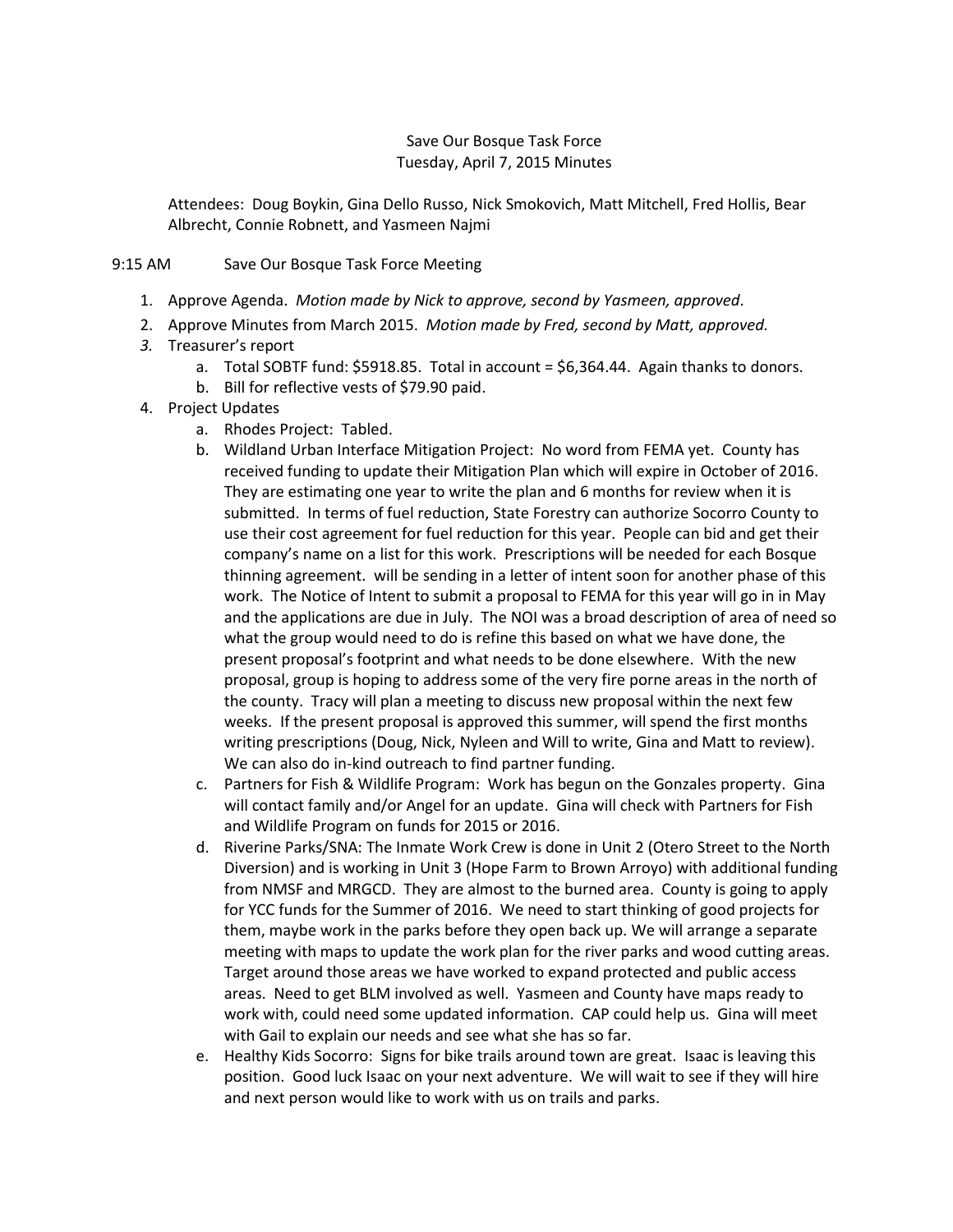Save Our Bosque Task Force
Tuesday, April 7, 2015 Minutes

Attendees: Doug Boykin, Gina Dello Russo, Nick Smokovich, Matt Mitchell, Fred Hollis, Bear Albrecht, Connie Robnett, and Yasmeen Najmi

9:15 AM Save Our Bosque Task Force Meeting

1. Approve Agenda. *Motion made by Nick to approve, second by Yasmeen, approved*.
2. Approve Minutes from March 2015. *Motion made by Fred, second by Matt, approved.*
3. Treasurer's report
   a. Total SOBTF fund: $5918.85. Total in account = $6,364.44. Again thanks to donors.
   b. Bill for reflective vests of $79.90 paid.
4. Project Updates
   a. Rhodes Project: Tabled.
   b. Wildland Urban Interface Mitigation Project: No word from FEMA yet. County has received funding to update their Mitigation Plan which will expire in October of 2016. They are estimating one year to write the plan and 6 months for review when it is submitted. In terms of fuel reduction, State Forestry can authorize Socorro County to use their cost agreement for fuel reduction for this year. People can bid and get their company's name on a list for this work. Prescriptions will be needed for each Bosque thinning agreement. will be sending in a letter of intent soon for another phase of this work. The Notice of Intent to submit a proposal to FEMA for this year will go in in May and the applications are due in July. The NOI was a broad description of area of need so what the group would need to do is refine this based on what we have done, the present proposal's footprint and what needs to be done elsewhere. With the new proposal, group is hoping to address some of the very fire porne areas in the north of the county. Tracy will plan a meeting to discuss new proposal within the next few weeks. If the present proposal is approved this summer, will spend the first months writing prescriptions (Doug, Nick, Nyleen and Will to write, Gina and Matt to review). We can also do in-kind outreach to find partner funding.
   c. Partners for Fish & Wildlife Program: Work has begun on the Gonzales property. Gina will contact family and/or Angel for an update. Gina will check with Partners for Fish and Wildlife Program on funds for 2015 or 2016.
   d. Riverine Parks/SNA: The Inmate Work Crew is done in Unit 2 (Otero Street to the North Diversion) and is working in Unit 3 (Hope Farm to Brown Arroyo) with additional funding from NMSF and MRGCD. They are almost to the burned area. County is going to apply for YCC funds for the Summer of 2016. We need to start thinking of good projects for them, maybe work in the parks before they open back up. We will arrange a separate meeting with maps to update the work plan for the river parks and wood cutting areas. Target around those areas we have worked to expand protected and public access areas. Need to get BLM involved as well. Yasmeen and County have maps ready to work with, could need some updated information. CAP could help us. Gina will meet with Gail to explain our needs and see what she has so far.
   e. Healthy Kids Socorro: Signs for bike trails around town are great. Isaac is leaving this position. Good luck Isaac on your next adventure. We will wait to see if they will hire and next person would like to work with us on trails and parks.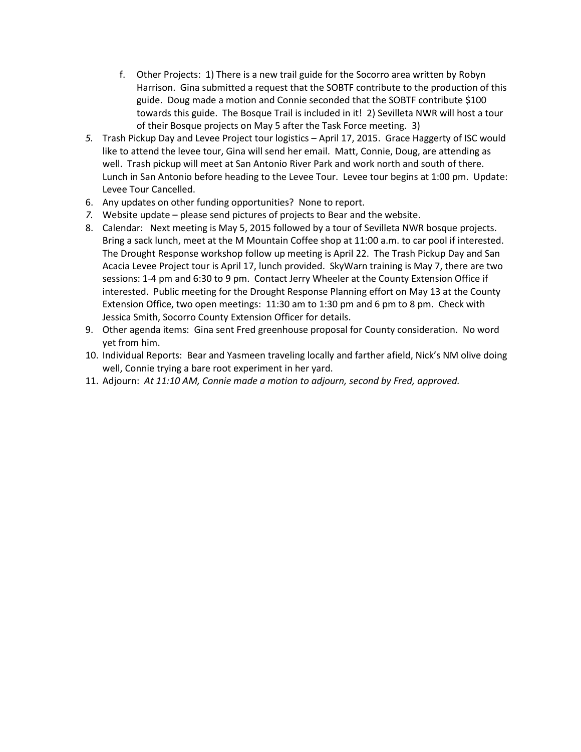f. Other Projects: 1) There is a new trail guide for the Socorro area written by Robyn Harrison. Gina submitted a request that the SOBTF contribute to the production of this guide. Doug made a motion and Connie seconded that the SOBTF contribute $100 towards this guide. The Bosque Trail is included in it! 2) Sevilleta NWR will host a tour of their Bosque projects on May 5 after the Task Force meeting. 3)

5. Trash Pickup Day and Levee Project tour logistics – April 17, 2015. Grace Haggerty of ISC would like to attend the levee tour, Gina will send her email. Matt, Connie, Doug, are attending as well. Trash pickup will meet at San Antonio River Park and work north and south of there. Lunch in San Antonio before heading to the Levee Tour. Levee tour begins at 1:00 pm. Update: Levee Tour Cancelled.
6. Any updates on other funding opportunities? None to report.
7. Website update – please send pictures of projects to Bear and the website.
8. Calendar: Next meeting is May 5, 2015 followed by a tour of Sevilleta NWR bosque projects. Bring a sack lunch, meet at the M Mountain Coffee shop at 11:00 a.m. to car pool if interested. The Drought Response workshop follow up meeting is April 22. The Trash Pickup Day and San Acacia Levee Project tour is April 17, lunch provided. SkyWarn training is May 7, there are two sessions: 1-4 pm and 6:30 to 9 pm. Contact Jerry Wheeler at the County Extension Office if interested. Public meeting for the Drought Response Planning effort on May 13 at the County Extension Office, two open meetings: 11:30 am to 1:30 pm and 6 pm to 8 pm. Check with Jessica Smith, Socorro County Extension Officer for details.
9. Other agenda items: Gina sent Fred greenhouse proposal for County consideration. No word yet from him.
10. Individual Reports: Bear and Yasmeen traveling locally and farther afield, Nick's NM olive doing well, Connie trying a bare root experiment in her yard.
11. Adjourn: *At 11:10 AM, Connie made a motion to adjourn, second by Fred, approved.*